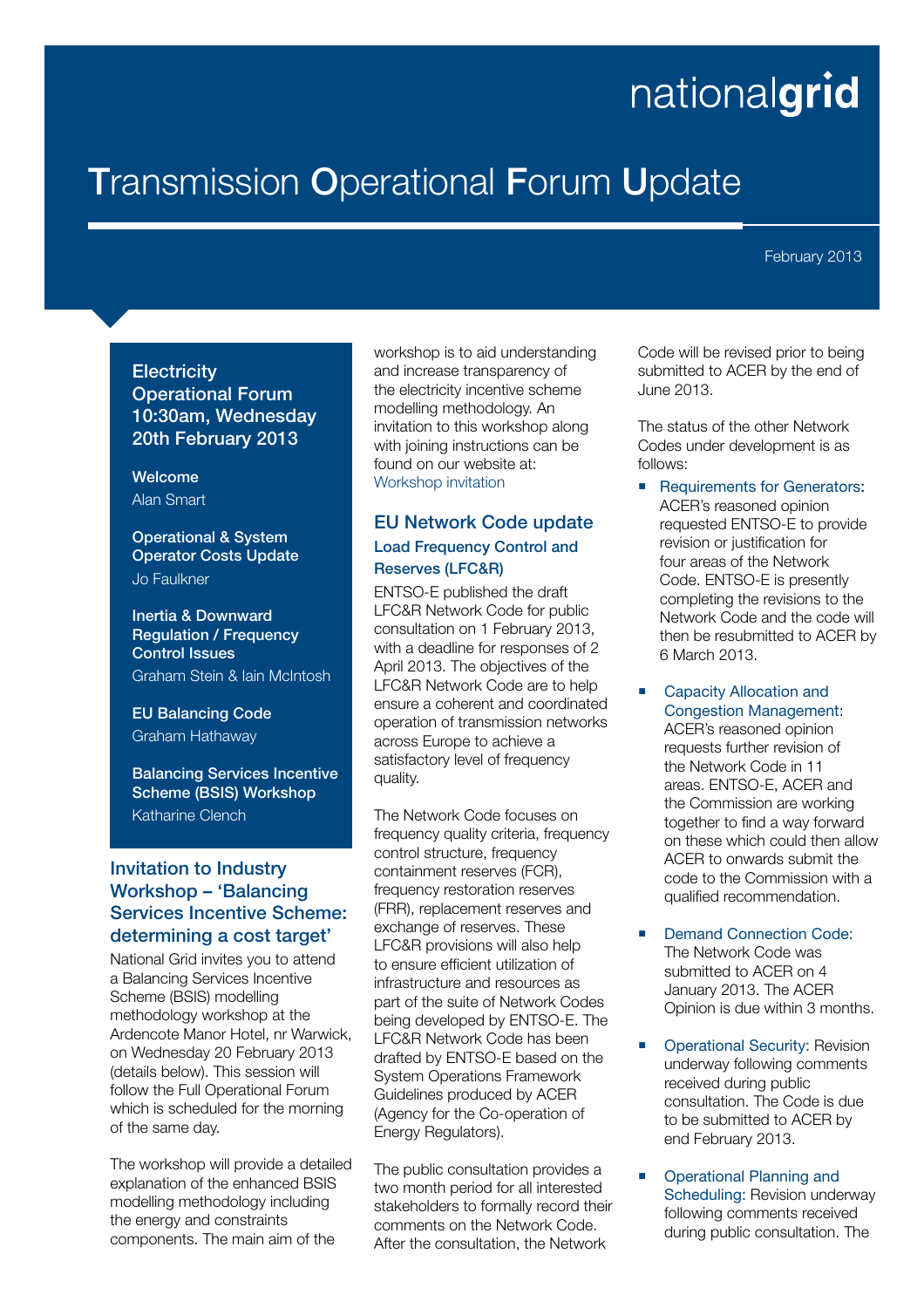nationalgrid

# Transmission Operational Forum Update

February 2013

## Electricity Operational Forum 10:30am, Wednesday 20th February 2013

**Welcome**
Alan Smart

**Operational & System Operator Costs Update**
Jo Faulkner

**Inertia & Downward Regulation / Frequency Control Issues**
Graham Stein & Iain McIntosh

**EU Balancing Code**
Graham Hathaway

**Balancing Services Incentive Scheme (BSIS) Workshop**
Katharine Clench

## Invitation to Industry Workshop – 'Balancing Services Incentive Scheme: determining a cost target'

National Grid invites you to attend a Balancing Services Incentive Scheme (BSIS) modelling methodology workshop at the Ardencote Manor Hotel, nr Warwick, on Wednesday 20 February 2013 (details below). This session will follow the Full Operational Forum which is scheduled for the morning of the same day.

The workshop will provide a detailed explanation of the enhanced BSIS modelling methodology including the energy and constraints components. The main aim of the workshop is to aid understanding and increase transparency of the electricity incentive scheme modelling methodology. An invitation to this workshop along with joining instructions can be found on our website at: Workshop invitation

## EU Network Code update

### Load Frequency Control and Reserves (LFC&R)

ENTSO-E published the draft LFC&R Network Code for public consultation on 1 February 2013, with a deadline for responses of 2 April 2013. The objectives of the LFC&R Network Code are to help ensure a coherent and coordinated operation of transmission networks across Europe to achieve a satisfactory level of frequency quality.

The Network Code focuses on frequency quality criteria, frequency control structure, frequency containment reserves (FCR), frequency restoration reserves (FRR), replacement reserves and exchange of reserves. These LFC&R provisions will also help to ensure efficient utilization of infrastructure and resources as part of the suite of Network Codes being developed by ENTSO-E. The LFC&R Network Code has been drafted by ENTSO-E based on the System Operations Framework Guidelines produced by ACER (Agency for the Co-operation of Energy Regulators).

The public consultation provides a two month period for all interested stakeholders to formally record their comments on the Network Code. After the consultation, the Network Code will be revised prior to being submitted to ACER by the end of June 2013.

The status of the other Network Codes under development is as follows:

- Requirements for Generators: ACER's reasoned opinion requested ENTSO-E to provide revision or justification for four areas of the Network Code. ENTSO-E is presently completing the revisions to the Network Code and the code will then be resubmitted to ACER by 6 March 2013.
- Capacity Allocation and Congestion Management: ACER's reasoned opinion requests further revision of the Network Code in 11 areas. ENTSO-E, ACER and the Commission are working together to find a way forward on these which could then allow ACER to onwards submit the code to the Commission with a qualified recommendation.
- Demand Connection Code: The Network Code was submitted to ACER on 4 January 2013. The ACER Opinion is due within 3 months.
- Operational Security: Revision underway following comments received during public consultation. The Code is due to be submitted to ACER by end February 2013.
- Operational Planning and Scheduling: Revision underway following comments received during public consultation. The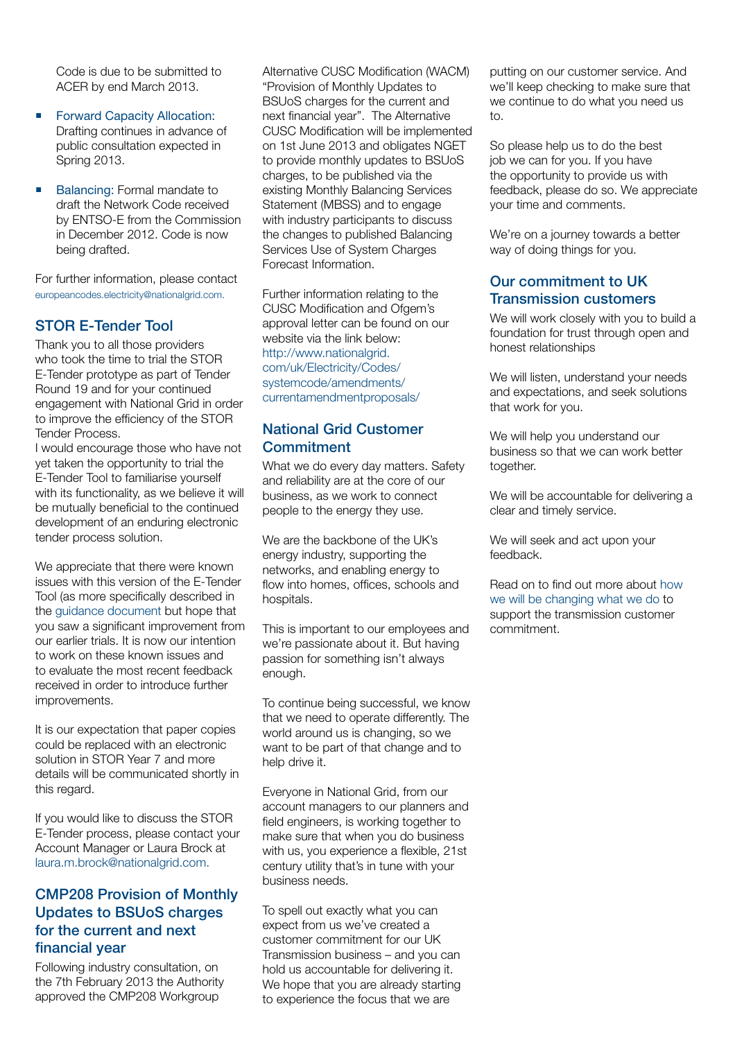Code is due to be submitted to ACER by end March 2013.

- Forward Capacity Allocation: Drafting continues in advance of public consultation expected in Spring 2013.
- Balancing: Formal mandate to draft the Network Code received by ENTSO-E from the Commission in December 2012. Code is now being drafted.

For further information, please contact europeancodes.electricity@nationalgrid.com.

## STOR E-Tender Tool

Thank you to all those providers who took the time to trial the STOR E-Tender prototype as part of Tender Round 19 and for your continued engagement with National Grid in order to improve the efficiency of the STOR Tender Process.
I would encourage those who have not yet taken the opportunity to trial the E-Tender Tool to familiarise yourself with its functionality, as we believe it will be mutually beneficial to the continued development of an enduring electronic tender process solution.

We appreciate that there were known issues with this version of the E-Tender Tool (as more specifically described in the guidance document but hope that you saw a significant improvement from our earlier trials. It is now our intention to work on these known issues and to evaluate the most recent feedback received in order to introduce further improvements.

It is our expectation that paper copies could be replaced with an electronic solution in STOR Year 7 and more details will be communicated shortly in this regard.

If you would like to discuss the STOR E-Tender process, please contact your Account Manager or Laura Brock at laura.m.brock@nationalgrid.com.

## CMP208 Provision of Monthly Updates to BSUoS charges for the current and next financial year

Following industry consultation, on the 7th February 2013 the Authority approved the CMP208 Workgroup Alternative CUSC Modification (WACM) "Provision of Monthly Updates to BSUoS charges for the current and next financial year". The Alternative CUSC Modification will be implemented on 1st June 2013 and obligates NGET to provide monthly updates to BSUoS charges, to be published via the existing Monthly Balancing Services Statement (MBSS) and to engage with industry participants to discuss the changes to published Balancing Services Use of System Charges Forecast Information.

Further information relating to the CUSC Modification and Ofgem's approval letter can be found on our website via the link below:
http://www.nationalgrid.com/uk/Electricity/Codes/systemcode/amendments/currentamendmentproposals/

## National Grid Customer Commitment

What we do every day matters. Safety and reliability are at the core of our business, as we work to connect people to the energy they use.

We are the backbone of the UK's energy industry, supporting the networks, and enabling energy to flow into homes, offices, schools and hospitals.

This is important to our employees and we're passionate about it. But having passion for something isn't always enough.

To continue being successful, we know that we need to operate differently. The world around us is changing, so we want to be part of that change and to help drive it.

Everyone in National Grid, from our account managers to our planners and field engineers, is working together to make sure that when you do business with us, you experience a flexible, 21st century utility that's in tune with your business needs.

To spell out exactly what you can expect from us we've created a customer commitment for our UK Transmission business – and you can hold us accountable for delivering it. We hope that you are already starting to experience the focus that we are putting on our customer service. And we'll keep checking to make sure that we continue to do what you need us to.

So please help us to do the best job we can for you. If you have the opportunity to provide us with feedback, please do so. We appreciate your time and comments.

We're on a journey towards a better way of doing things for you.

## Our commitment to UK Transmission customers

We will work closely with you to build a foundation for trust through open and honest relationships

We will listen, understand your needs and expectations, and seek solutions that work for you.

We will help you understand our business so that we can work better together.

We will be accountable for delivering a clear and timely service.

We will seek and act upon your feedback.

Read on to find out more about how we will be changing what we do to support the transmission customer commitment.